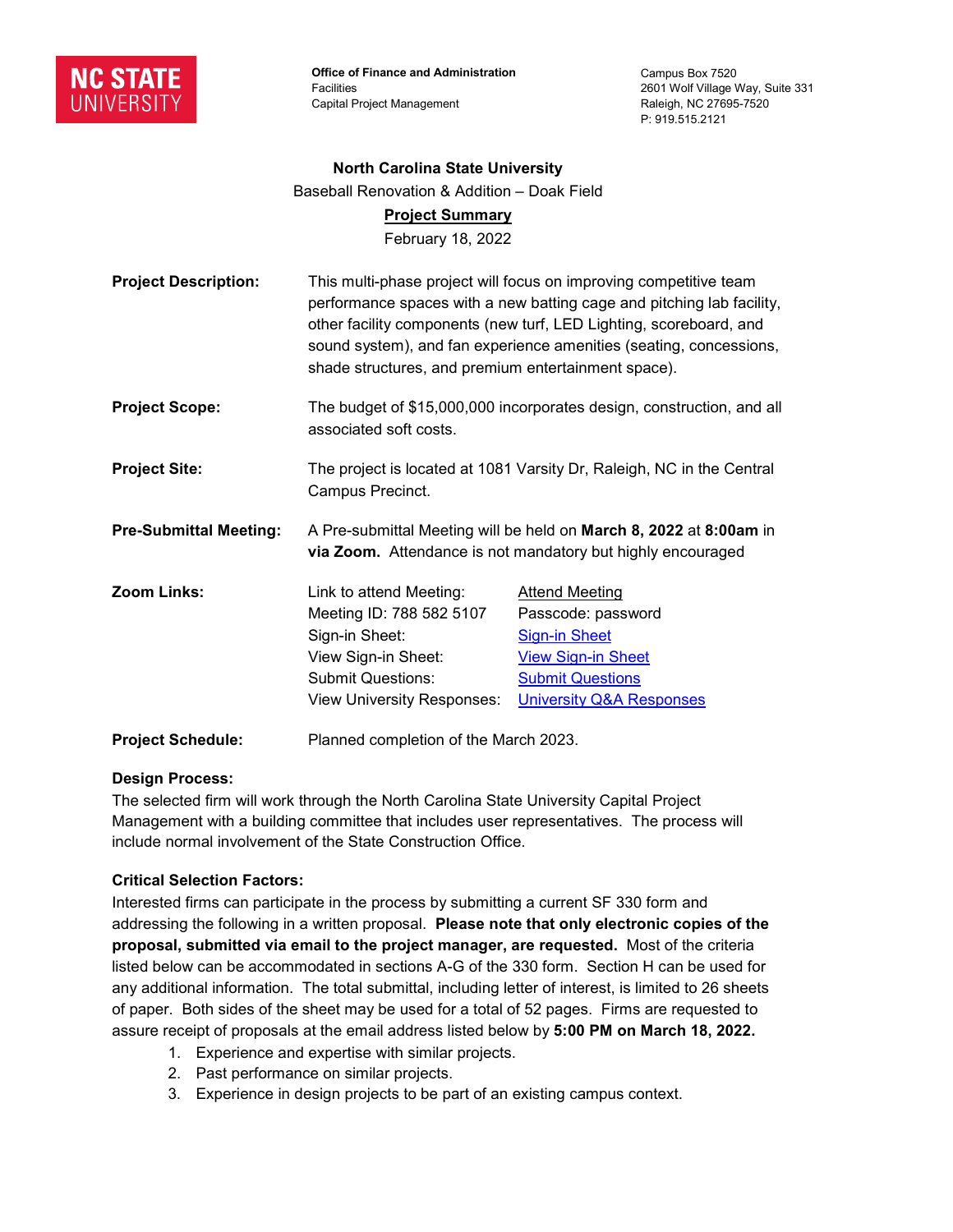**NC STATE UNIVERSITY**

**Office of Finance and Administration**
Facilities
Capital Project Management

Campus Box 7520
2601 Wolf Village Way, Suite 331
Raleigh, NC 27695-7520
P: 919.515.2121

**North Carolina State University**

Baseball Renovation & Addition – Doak Field

**Project Summary**

February 18, 2022

**Project Description:** This multi-phase project will focus on improving competitive team performance spaces with a new batting cage and pitching lab facility, other facility components (new turf, LED Lighting, scoreboard, and sound system), and fan experience amenities (seating, concessions, shade structures, and premium entertainment space).

**Project Scope:** The budget of $15,000,000 incorporates design, construction, and all associated soft costs.

**Project Site:** The project is located at 1081 Varsity Dr, Raleigh, NC in the Central Campus Precinct.

**Pre-Submittal Meeting:** A Pre-submittal Meeting will be held on **March 8, 2022** at **8:00am** in **via Zoom.** Attendance is not mandatory but highly encouraged

**Zoom Links:**

| | |
|---|---|
| Link to attend Meeting: | Attend Meeting |
| Meeting ID: 788 582 5107 | Passcode: password |
| Sign-in Sheet: | Sign-in Sheet |
| View Sign-in Sheet: | View Sign-in Sheet |
| Submit Questions: | Submit Questions |
| View University Responses: | University Q&A Responses |

**Project Schedule:** Planned completion of the March 2023.

**Design Process:**
The selected firm will work through the North Carolina State University Capital Project Management with a building committee that includes user representatives. The process will include normal involvement of the State Construction Office.

**Critical Selection Factors:**
Interested firms can participate in the process by submitting a current SF 330 form and addressing the following in a written proposal. **Please note that only electronic copies of the proposal, submitted via email to the project manager, are requested.** Most of the criteria listed below can be accommodated in sections A-G of the 330 form. Section H can be used for any additional information. The total submittal, including letter of interest, is limited to 26 sheets of paper. Both sides of the sheet may be used for a total of 52 pages. Firms are requested to assure receipt of proposals at the email address listed below by **5:00 PM on March 18, 2022.**

1. Experience and expertise with similar projects.
2. Past performance on similar projects.
3. Experience in design projects to be part of an existing campus context.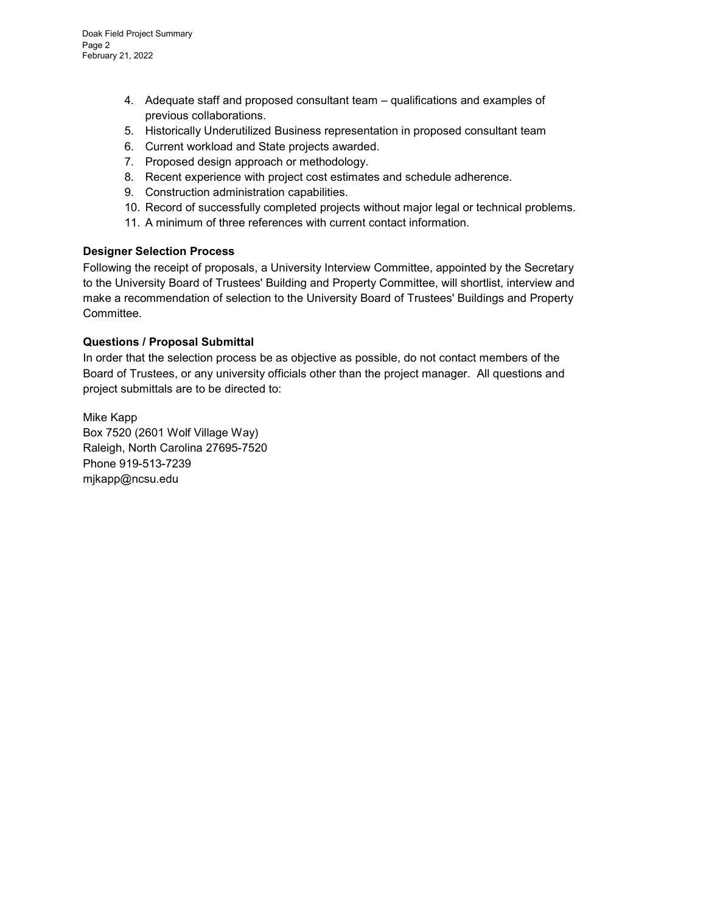4. Adequate staff and proposed consultant team – qualifications and examples of previous collaborations.
5. Historically Underutilized Business representation in proposed consultant team
6. Current workload and State projects awarded.
7. Proposed design approach or methodology.
8. Recent experience with project cost estimates and schedule adherence.
9. Construction administration capabilities.
10. Record of successfully completed projects without major legal or technical problems.
11. A minimum of three references with current contact information.

**Designer Selection Process**

Following the receipt of proposals, a University Interview Committee, appointed by the Secretary to the University Board of Trustees' Building and Property Committee, will shortlist, interview and make a recommendation of selection to the University Board of Trustees' Buildings and Property Committee.

**Questions / Proposal Submittal**

In order that the selection process be as objective as possible, do not contact members of the Board of Trustees, or any university officials other than the project manager. All questions and project submittals are to be directed to:

Mike Kapp
Box 7520 (2601 Wolf Village Way)
Raleigh, North Carolina 27695-7520
Phone 919-513-7239
mjkapp@ncsu.edu